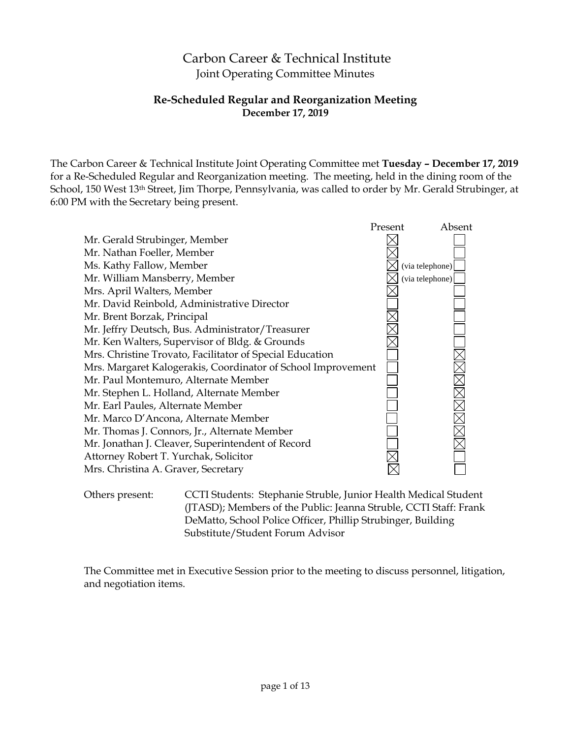# Carbon Career & Technical Institute

## Joint Operating Committee Minutes

### Re-Scheduled Regular and Reorganization Meeting

**December 17, 2019**

The Carbon Career & Technical Institute Joint Operating Committee met **Tuesday – December 17, 2019** for a Re-Scheduled Regular and Reorganization meeting. The meeting, held in the dining room of the School, 150 West 13th Street, Jim Thorpe, Pennsylvania, was called to order by Mr. Gerald Strubinger, at 6:00 PM with the Secretary being present.

| | Present | Absent |
|---|---|---|
| Mr. Gerald Strubinger, Member | ☒ | ☐ |
| Mr. Nathan Foeller, Member | ☒ | ☐ |
| Ms. Kathy Fallow, Member | ☒ (via telephone) | ☐ |
| Mr. William Mansberry, Member | ☒ (via telephone) | ☐ |
| Mrs. April Walters, Member | ☒ | ☐ |
| Mr. David Reinbold, Administrative Director | ☐ | ☐ |
| Mr. Brent Borzak, Principal | ☒ | ☐ |
| Mr. Jeffry Deutsch, Bus. Administrator/Treasurer | ☒ | ☐ |
| Mr. Ken Walters, Supervisor of Bldg. & Grounds | ☒ | ☐ |
| Mrs. Christine Trovato, Facilitator of Special Education | ☐ | ☒ |
| Mrs. Margaret Kalogerakis, Coordinator of School Improvement | ☐ | ☒ |
| Mr. Paul Montemuro, Alternate Member | ☐ | ☒ |
| Mr. Stephen L. Holland, Alternate Member | ☐ | ☒ |
| Mr. Earl Paules, Alternate Member | ☐ | ☒ |
| Mr. Marco D'Ancona, Alternate Member | ☐ | ☒ |
| Mr. Thomas J. Connors, Jr., Alternate Member | ☐ | ☒ |
| Mr. Jonathan J. Cleaver, Superintendent of Record | ☐ | ☒ |
| Attorney Robert T. Yurchak, Solicitor | ☒ | ☐ |
| Mrs. Christina A. Graver, Secretary | ☒ | ☐ |

Others present: CCTI Students: Stephanie Struble, Junior Health Medical Student (JTASD); Members of the Public: Jeanna Struble, CCTI Staff: Frank DeMatto, School Police Officer, Phillip Strubinger, Building Substitute/Student Forum Advisor

The Committee met in Executive Session prior to the meeting to discuss personnel, litigation, and negotiation items.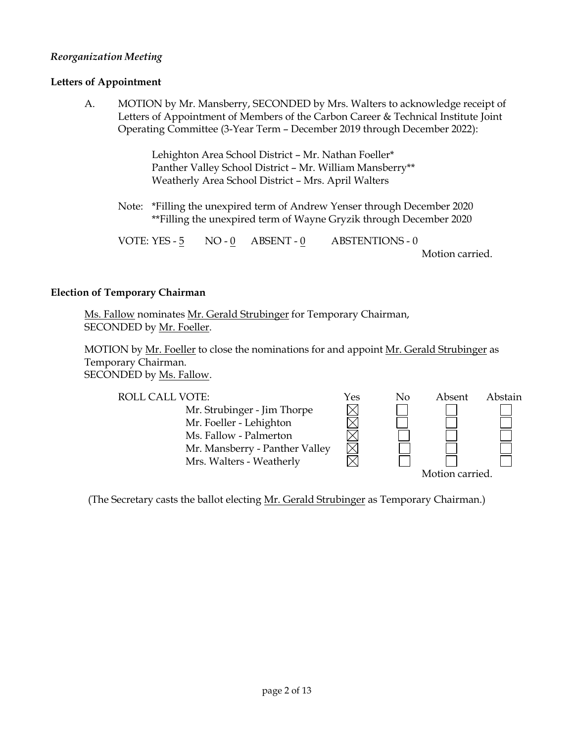*Reorganization Meeting*

**Letters of Appointment**

A. MOTION by Mr. Mansberry, SECONDED by Mrs. Walters to acknowledge receipt of Letters of Appointment of Members of the Carbon Career & Technical Institute Joint Operating Committee (3-Year Term – December 2019 through December 2022):

Lehighton Area School District – Mr. Nathan Foeller*
Panther Valley School District – Mr. William Mansberry**
Weatherly Area School District – Mrs. April Walters

Note: *Filling the unexpired term of Andrew Yenser through December 2020
**Filling the unexpired term of Wayne Gryzik through December 2020

VOTE: YES - 5 NO - 0 ABSENT - 0 ABSTENTIONS - 0

Motion carried.

**Election of Temporary Chairman**

Ms. Fallow nominates Mr. Gerald Strubinger for Temporary Chairman, SECONDED by Mr. Foeller.

MOTION by Mr. Foeller to close the nominations for and appoint Mr. Gerald Strubinger as Temporary Chairman.
SECONDED by Ms. Fallow.

| ROLL CALL VOTE: | Yes | No | Absent | Abstain |
|---|---|---|---|---|
| Mr. Strubinger - Jim Thorpe | ☒ | ☐ | ☐ | ☐ |
| Mr. Foeller - Lehighton | ☒ | ☐ | ☐ | ☐ |
| Ms. Fallow - Palmerton | ☒ | ☐ | ☐ | ☐ |
| Mr. Mansberry - Panther Valley | ☒ | ☐ | ☐ | ☐ |
| Mrs. Walters - Weatherly | ☒ | ☐ | ☐ | ☐ |

Motion carried.

(The Secretary casts the ballot electing Mr. Gerald Strubinger as Temporary Chairman.)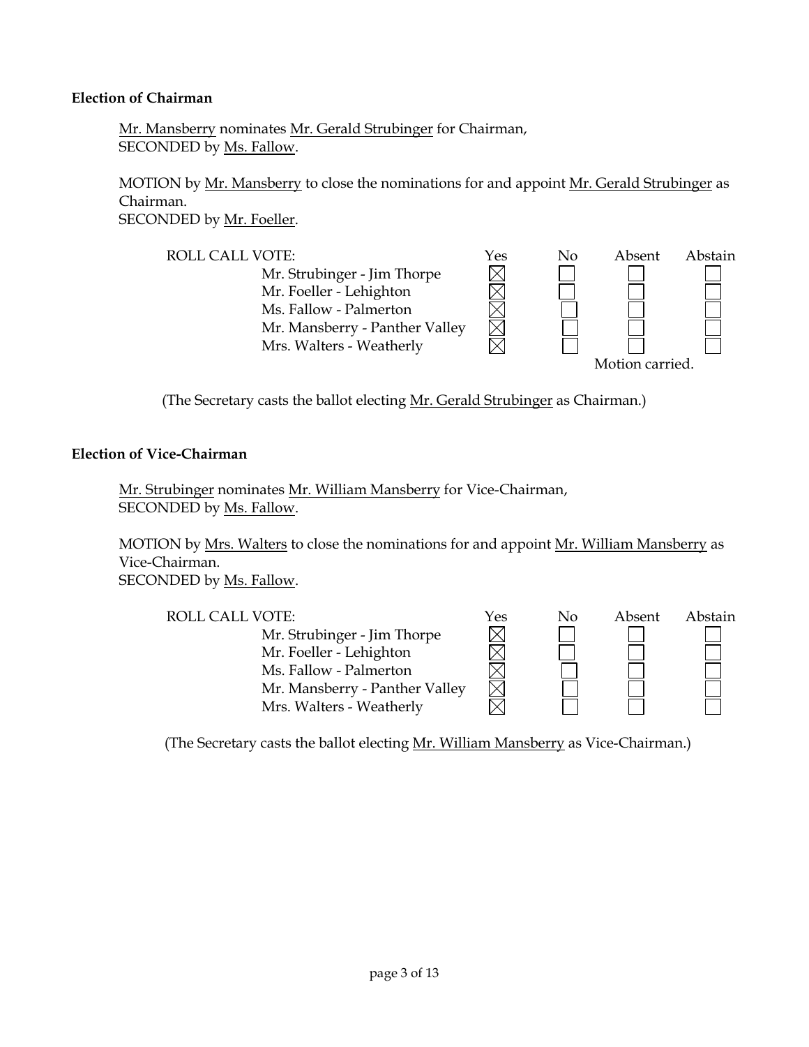**Election of Chairman**

Mr. Mansberry nominates Mr. Gerald Strubinger for Chairman,
SECONDED by Ms. Fallow.

MOTION by Mr. Mansberry to close the nominations for and appoint Mr. Gerald Strubinger as Chairman.
SECONDED by Mr. Foeller.

| ROLL CALL VOTE: | Yes | No | Absent | Abstain |
|---|---|---|---|---|
| Mr. Strubinger - Jim Thorpe | ☒ | ☐ | ☐ | ☐ |
| Mr. Foeller - Lehighton | ☒ | ☐ | ☐ | ☐ |
| Ms. Fallow - Palmerton | ☒ | ☐ | ☐ | ☐ |
| Mr. Mansberry - Panther Valley | ☒ | ☐ | ☐ | ☐ |
| Mrs. Walters - Weatherly | ☒ | ☐ | ☐ | ☐ |

Motion carried.

(The Secretary casts the ballot electing Mr. Gerald Strubinger as Chairman.)

**Election of Vice-Chairman**

Mr. Strubinger nominates Mr. William Mansberry for Vice-Chairman,
SECONDED by Ms. Fallow.

MOTION by Mrs. Walters to close the nominations for and appoint Mr. William Mansberry as Vice-Chairman.
SECONDED by Ms. Fallow.

| ROLL CALL VOTE: | Yes | No | Absent | Abstain |
|---|---|---|---|---|
| Mr. Strubinger - Jim Thorpe | ☒ | ☐ | ☐ | ☐ |
| Mr. Foeller - Lehighton | ☒ | ☐ | ☐ | ☐ |
| Ms. Fallow - Palmerton | ☒ | ☐ | ☐ | ☐ |
| Mr. Mansberry - Panther Valley | ☒ | ☐ | ☐ | ☐ |
| Mrs. Walters - Weatherly | ☒ | ☐ | ☐ | ☐ |

(The Secretary casts the ballot electing Mr. William Mansberry as Vice-Chairman.)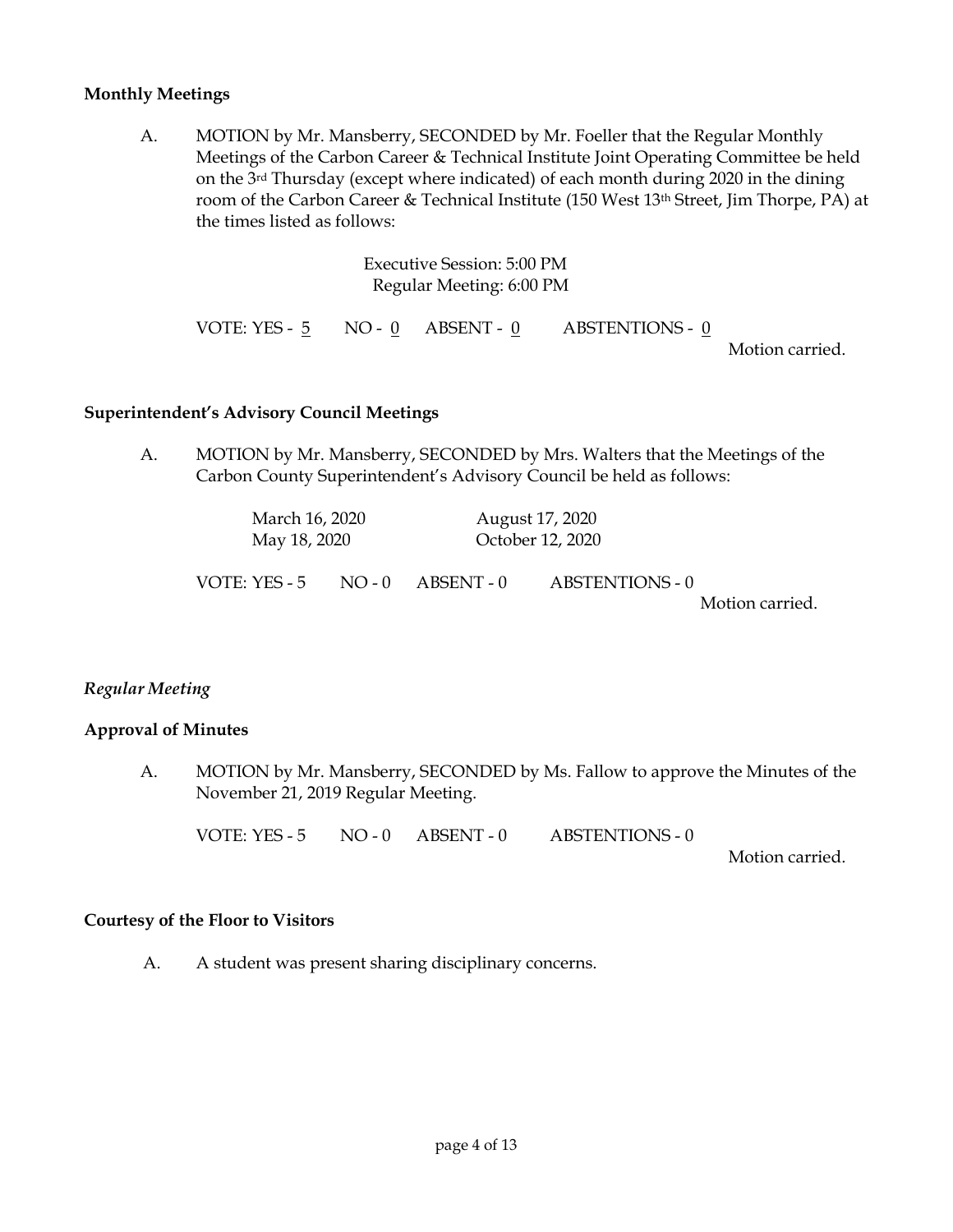**Monthly Meetings**

A. MOTION by Mr. Mansberry, SECONDED by Mr. Foeller that the Regular Monthly Meetings of the Carbon Career & Technical Institute Joint Operating Committee be held on the 3rd Thursday (except where indicated) of each month during 2020 in the dining room of the Carbon Career & Technical Institute (150 West 13th Street, Jim Thorpe, PA) at the times listed as follows:

Executive Session: 5:00 PM
Regular Meeting: 6:00 PM

VOTE: YES - 5 NO - 0 ABSENT - 0 ABSTENTIONS - 0

Motion carried.

**Superintendent's Advisory Council Meetings**

A. MOTION by Mr. Mansberry, SECONDED by Mrs. Walters that the Meetings of the Carbon County Superintendent's Advisory Council be held as follows:

March 16, 2020 August 17, 2020
May 18, 2020 October 12, 2020

VOTE: YES - 5 NO - 0 ABSENT - 0 ABSTENTIONS - 0

Motion carried.

*Regular Meeting*

**Approval of Minutes**

A. MOTION by Mr. Mansberry, SECONDED by Ms. Fallow to approve the Minutes of the November 21, 2019 Regular Meeting.

VOTE: YES - 5 NO - 0 ABSENT - 0 ABSTENTIONS - 0

Motion carried.

**Courtesy of the Floor to Visitors**

A. A student was present sharing disciplinary concerns.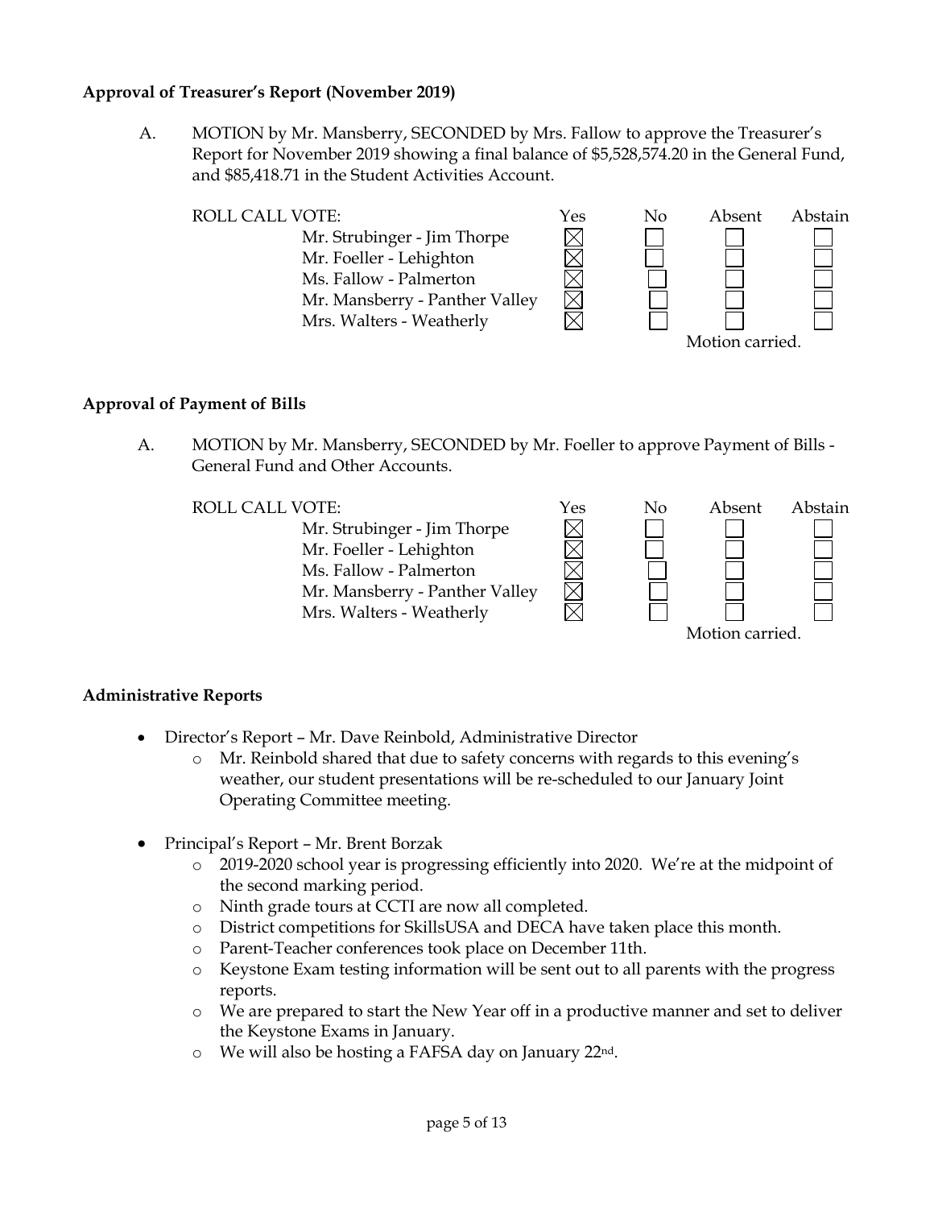**Approval of Treasurer's Report (November 2019)**

A. MOTION by Mr. Mansberry, SECONDED by Mrs. Fallow to approve the Treasurer's Report for November 2019 showing a final balance of $5,528,574.20 in the General Fund, and $85,418.71 in the Student Activities Account.

| ROLL CALL VOTE: | Yes | No | Absent | Abstain |
|---|---|---|---|---|
| Mr. Strubinger - Jim Thorpe | ☒ | ☐ | ☐ | ☐ |
| Mr. Foeller - Lehighton | ☒ | ☐ | ☐ | ☐ |
| Ms. Fallow - Palmerton | ☒ | ☐ | ☐ | ☐ |
| Mr. Mansberry - Panther Valley | ☒ | ☐ | ☐ | ☐ |
| Mrs. Walters - Weatherly | ☒ | ☐ | ☐ | ☐ |

Motion carried.

**Approval of Payment of Bills**

A. MOTION by Mr. Mansberry, SECONDED by Mr. Foeller to approve Payment of Bills - General Fund and Other Accounts.

| ROLL CALL VOTE: | Yes | No | Absent | Abstain |
|---|---|---|---|---|
| Mr. Strubinger - Jim Thorpe | ☒ | ☐ | ☐ | ☐ |
| Mr. Foeller - Lehighton | ☒ | ☐ | ☐ | ☐ |
| Ms. Fallow - Palmerton | ☒ | ☐ | ☐ | ☐ |
| Mr. Mansberry - Panther Valley | ☒ | ☐ | ☐ | ☐ |
| Mrs. Walters - Weatherly | ☒ | ☐ | ☐ | ☐ |

Motion carried.

**Administrative Reports**

- Director's Report – Mr. Dave Reinbold, Administrative Director
  - Mr. Reinbold shared that due to safety concerns with regards to this evening's weather, our student presentations will be re-scheduled to our January Joint Operating Committee meeting.
- Principal's Report – Mr. Brent Borzak
  - 2019-2020 school year is progressing efficiently into 2020. We're at the midpoint of the second marking period.
  - Ninth grade tours at CCTI are now all completed.
  - District competitions for SkillsUSA and DECA have taken place this month.
  - Parent-Teacher conferences took place on December 11th.
  - Keystone Exam testing information will be sent out to all parents with the progress reports.
  - We are prepared to start the New Year off in a productive manner and set to deliver the Keystone Exams in January.
  - We will also be hosting a FAFSA day on January 22nd.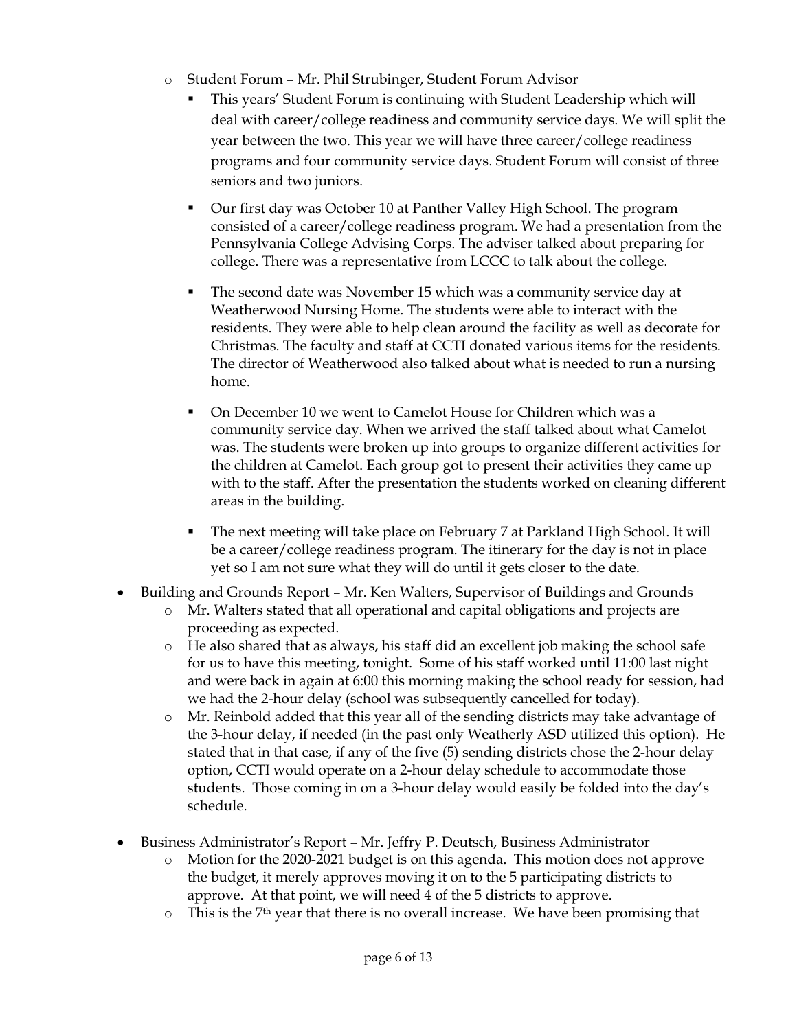- Student Forum – Mr. Phil Strubinger, Student Forum Advisor
  - This years' Student Forum is continuing with Student Leadership which will deal with career/college readiness and community service days. We will split the year between the two. This year we will have three career/college readiness programs and four community service days. Student Forum will consist of three seniors and two juniors.
  - Our first day was October 10 at Panther Valley High School. The program consisted of a career/college readiness program. We had a presentation from the Pennsylvania College Advising Corps. The adviser talked about preparing for college. There was a representative from LCCC to talk about the college.
  - The second date was November 15 which was a community service day at Weatherwood Nursing Home. The students were able to interact with the residents. They were able to help clean around the facility as well as decorate for Christmas. The faculty and staff at CCTI donated various items for the residents. The director of Weatherwood also talked about what is needed to run a nursing home.
  - On December 10 we went to Camelot House for Children which was a community service day. When we arrived the staff talked about what Camelot was. The students were broken up into groups to organize different activities for the children at Camelot. Each group got to present their activities they came up with to the staff. After the presentation the students worked on cleaning different areas in the building.
  - The next meeting will take place on February 7 at Parkland High School. It will be a career/college readiness program. The itinerary for the day is not in place yet so I am not sure what they will do until it gets closer to the date.
- Building and Grounds Report – Mr. Ken Walters, Supervisor of Buildings and Grounds
  - Mr. Walters stated that all operational and capital obligations and projects are proceeding as expected.
  - He also shared that as always, his staff did an excellent job making the school safe for us to have this meeting, tonight. Some of his staff worked until 11:00 last night and were back in again at 6:00 this morning making the school ready for session, had we had the 2-hour delay (school was subsequently cancelled for today).
  - Mr. Reinbold added that this year all of the sending districts may take advantage of the 3-hour delay, if needed (in the past only Weatherly ASD utilized this option). He stated that in that case, if any of the five (5) sending districts chose the 2-hour delay option, CCTI would operate on a 2-hour delay schedule to accommodate those students. Those coming in on a 3-hour delay would easily be folded into the day's schedule.
- Business Administrator's Report – Mr. Jeffry P. Deutsch, Business Administrator
  - Motion for the 2020-2021 budget is on this agenda. This motion does not approve the budget, it merely approves moving it on to the 5 participating districts to approve. At that point, we will need 4 of the 5 districts to approve.
  - This is the 7th year that there is no overall increase. We have been promising that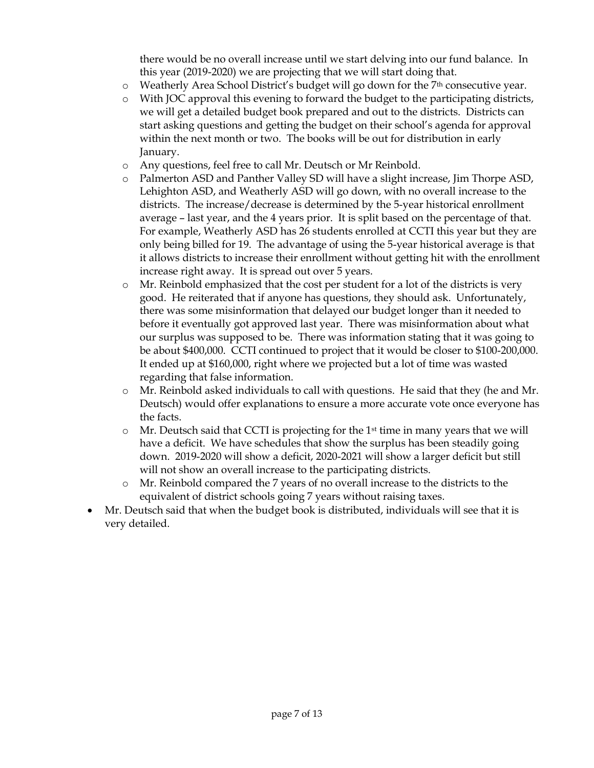there would be no overall increase until we start delving into our fund balance. In this year (2019-2020) we are projecting that we will start doing that.
  - Weatherly Area School District's budget will go down for the 7th consecutive year.
  - With JOC approval this evening to forward the budget to the participating districts, we will get a detailed budget book prepared and out to the districts. Districts can start asking questions and getting the budget on their school's agenda for approval within the next month or two. The books will be out for distribution in early January.
  - Any questions, feel free to call Mr. Deutsch or Mr Reinbold.
  - Palmerton ASD and Panther Valley SD will have a slight increase, Jim Thorpe ASD, Lehighton ASD, and Weatherly ASD will go down, with no overall increase to the districts. The increase/decrease is determined by the 5-year historical enrollment average – last year, and the 4 years prior. It is split based on the percentage of that. For example, Weatherly ASD has 26 students enrolled at CCTI this year but they are only being billed for 19. The advantage of using the 5-year historical average is that it allows districts to increase their enrollment without getting hit with the enrollment increase right away. It is spread out over 5 years.
  - Mr. Reinbold emphasized that the cost per student for a lot of the districts is very good. He reiterated that if anyone has questions, they should ask. Unfortunately, there was some misinformation that delayed our budget longer than it needed to before it eventually got approved last year. There was misinformation about what our surplus was supposed to be. There was information stating that it was going to be about $400,000. CCTI continued to project that it would be closer to $100-200,000. It ended up at $160,000, right where we projected but a lot of time was wasted regarding that false information.
  - Mr. Reinbold asked individuals to call with questions. He said that they (he and Mr. Deutsch) would offer explanations to ensure a more accurate vote once everyone has the facts.
  - Mr. Deutsch said that CCTI is projecting for the 1st time in many years that we will have a deficit. We have schedules that show the surplus has been steadily going down. 2019-2020 will show a deficit, 2020-2021 will show a larger deficit but still will not show an overall increase to the participating districts.
  - Mr. Reinbold compared the 7 years of no overall increase to the districts to the equivalent of district schools going 7 years without raising taxes.
- Mr. Deutsch said that when the budget book is distributed, individuals will see that it is very detailed.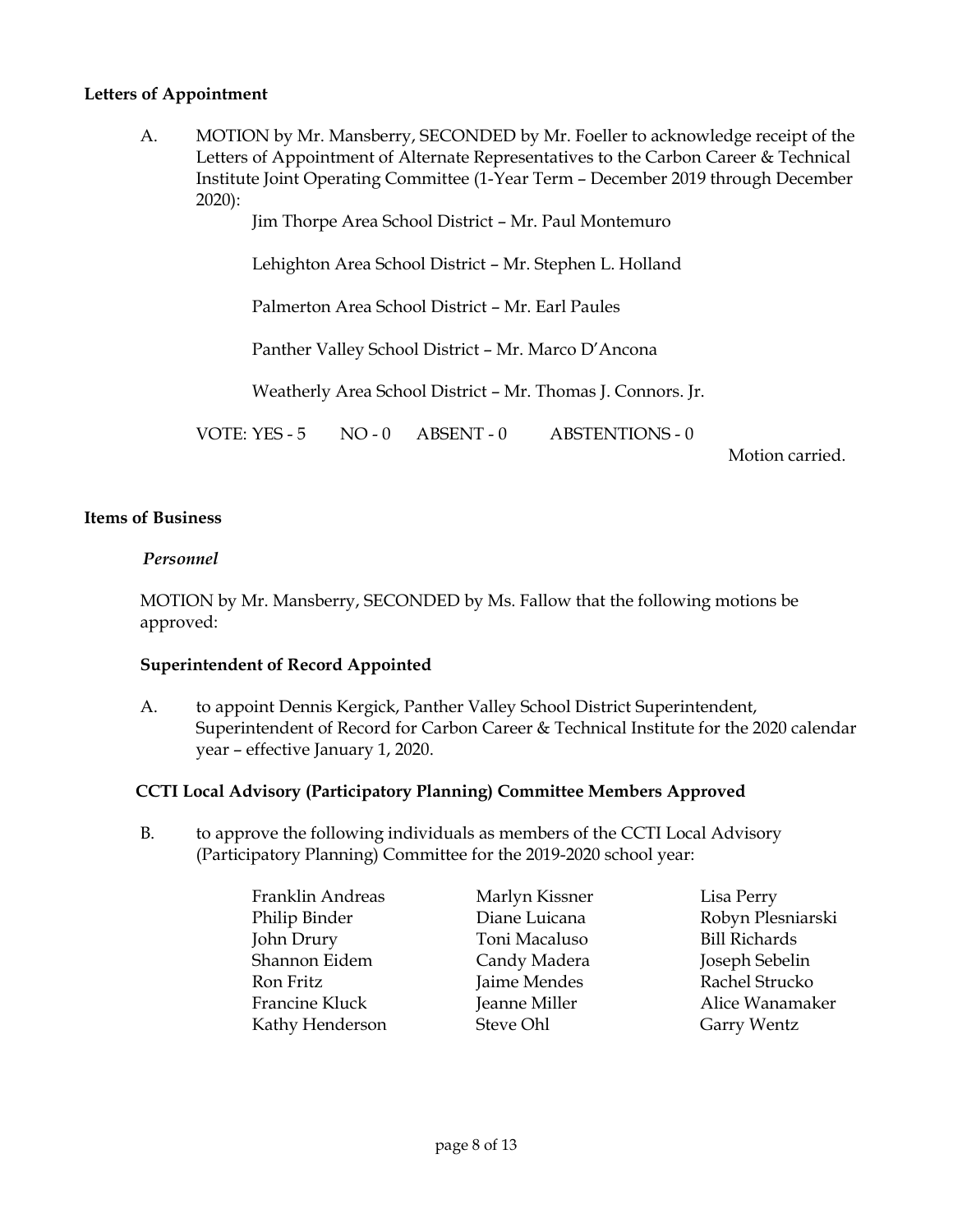**Letters of Appointment**

A. MOTION by Mr. Mansberry, SECONDED by Mr. Foeller to acknowledge receipt of the Letters of Appointment of Alternate Representatives to the Carbon Career & Technical Institute Joint Operating Committee (1-Year Term – December 2019 through December 2020):

Jim Thorpe Area School District – Mr. Paul Montemuro

Lehighton Area School District – Mr. Stephen L. Holland

Palmerton Area School District – Mr. Earl Paules

Panther Valley School District – Mr. Marco D'Ancona

Weatherly Area School District – Mr. Thomas J. Connors. Jr.

VOTE: YES - 5 NO - 0 ABSENT - 0 ABSTENTIONS - 0

Motion carried.

**Items of Business**

*Personnel*

MOTION by Mr. Mansberry, SECONDED by Ms. Fallow that the following motions be approved:

**Superintendent of Record Appointed**

A. to appoint Dennis Kergick, Panther Valley School District Superintendent, Superintendent of Record for Carbon Career & Technical Institute for the 2020 calendar year – effective January 1, 2020.

**CCTI Local Advisory (Participatory Planning) Committee Members Approved**

B. to approve the following individuals as members of the CCTI Local Advisory (Participatory Planning) Committee for the 2019-2020 school year:

| | | |
|---|---|---|
| Franklin Andreas | Marlyn Kissner | Lisa Perry |
| Philip Binder | Diane Luicana | Robyn Plesniarski |
| John Drury | Toni Macaluso | Bill Richards |
| Shannon Eidem | Candy Madera | Joseph Sebelin |
| Ron Fritz | Jaime Mendes | Rachel Strucko |
| Francine Kluck | Jeanne Miller | Alice Wanamaker |
| Kathy Henderson | Steve Ohl | Garry Wentz |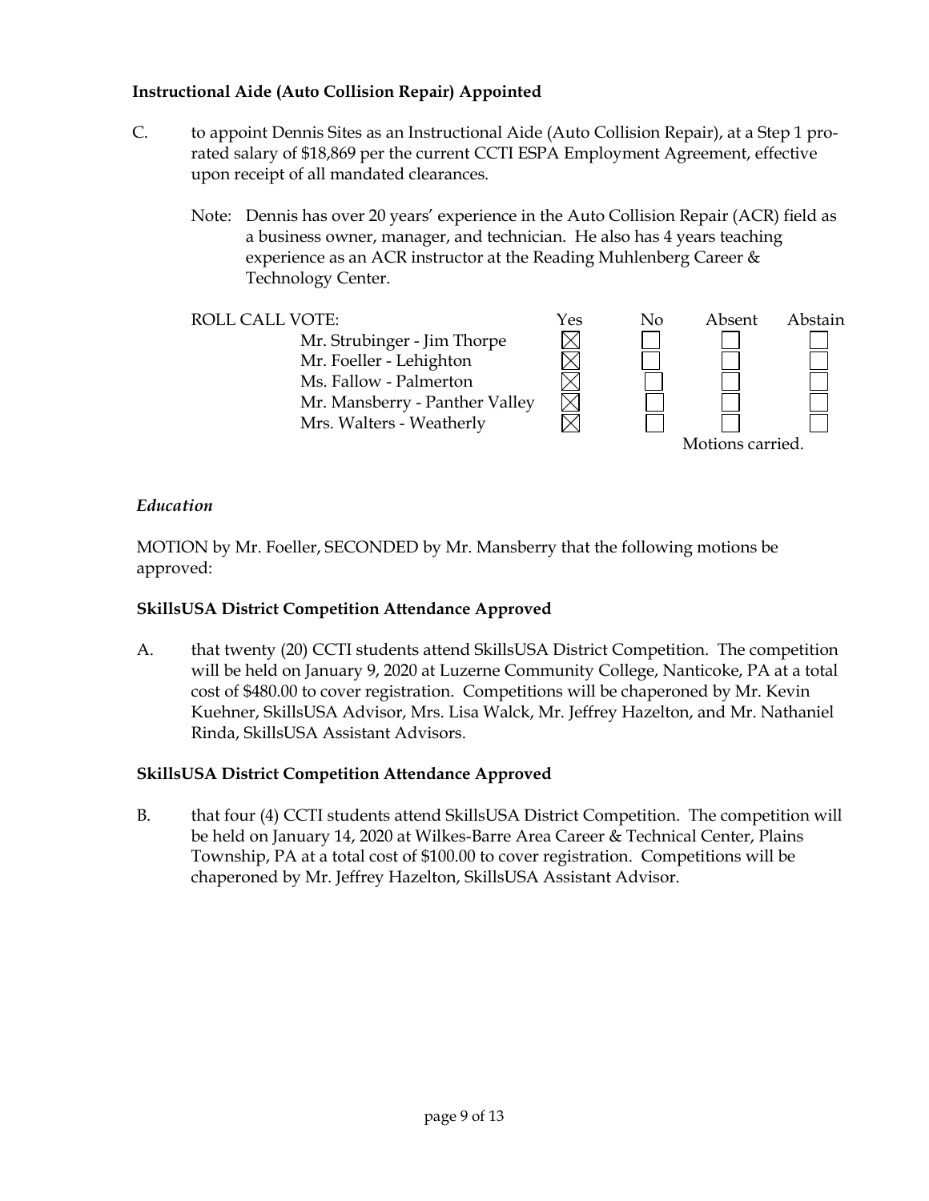**Instructional Aide (Auto Collision Repair) Appointed**

C. to appoint Dennis Sites as an Instructional Aide (Auto Collision Repair), at a Step 1 pro-rated salary of $18,869 per the current CCTI ESPA Employment Agreement, effective upon receipt of all mandated clearances.

Note: Dennis has over 20 years' experience in the Auto Collision Repair (ACR) field as a business owner, manager, and technician. He also has 4 years teaching experience as an ACR instructor at the Reading Muhlenberg Career & Technology Center.

| ROLL CALL VOTE: | Yes | No | Absent | Abstain |
|---|---|---|---|---|
| Mr. Strubinger - Jim Thorpe | ☒ | ☐ | ☐ | ☐ |
| Mr. Foeller - Lehighton | ☒ | ☐ | ☐ | ☐ |
| Ms. Fallow - Palmerton | ☒ | ☐ | ☐ | ☐ |
| Mr. Mansberry - Panther Valley | ☒ | ☐ | ☐ | ☐ |
| Mrs. Walters - Weatherly | ☒ | ☐ | ☐ | ☐ |

Motions carried.

*Education*

MOTION by Mr. Foeller, SECONDED by Mr. Mansberry that the following motions be approved:

**SkillsUSA District Competition Attendance Approved**

A. that twenty (20) CCTI students attend SkillsUSA District Competition. The competition will be held on January 9, 2020 at Luzerne Community College, Nanticoke, PA at a total cost of $480.00 to cover registration. Competitions will be chaperoned by Mr. Kevin Kuehner, SkillsUSA Advisor, Mrs. Lisa Walck, Mr. Jeffrey Hazelton, and Mr. Nathaniel Rinda, SkillsUSA Assistant Advisors.

**SkillsUSA District Competition Attendance Approved**

B. that four (4) CCTI students attend SkillsUSA District Competition. The competition will be held on January 14, 2020 at Wilkes-Barre Area Career & Technical Center, Plains Township, PA at a total cost of $100.00 to cover registration. Competitions will be chaperoned by Mr. Jeffrey Hazelton, SkillsUSA Assistant Advisor.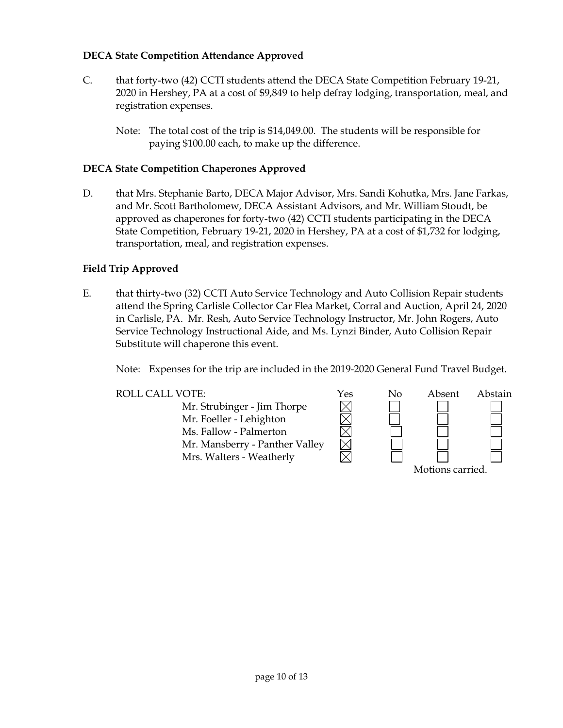**DECA State Competition Attendance Approved**

C. that forty-two (42) CCTI students attend the DECA State Competition February 19-21, 2020 in Hershey, PA at a cost of $9,849 to help defray lodging, transportation, meal, and registration expenses.

Note: The total cost of the trip is $14,049.00. The students will be responsible for paying $100.00 each, to make up the difference.

**DECA State Competition Chaperones Approved**

D. that Mrs. Stephanie Barto, DECA Major Advisor, Mrs. Sandi Kohutka, Mrs. Jane Farkas, and Mr. Scott Bartholomew, DECA Assistant Advisors, and Mr. William Stoudt, be approved as chaperones for forty-two (42) CCTI students participating in the DECA State Competition, February 19-21, 2020 in Hershey, PA at a cost of $1,732 for lodging, transportation, meal, and registration expenses.

**Field Trip Approved**

E. that thirty-two (32) CCTI Auto Service Technology and Auto Collision Repair students attend the Spring Carlisle Collector Car Flea Market, Corral and Auction, April 24, 2020 in Carlisle, PA. Mr. Resh, Auto Service Technology Instructor, Mr. John Rogers, Auto Service Technology Instructional Aide, and Ms. Lynzi Binder, Auto Collision Repair Substitute will chaperone this event.

Note: Expenses for the trip are included in the 2019-2020 General Fund Travel Budget.

| ROLL CALL VOTE: | Yes | No | Absent | Abstain |
|---|---|---|---|---|
| Mr. Strubinger - Jim Thorpe | ☒ | ☐ | ☐ | ☐ |
| Mr. Foeller - Lehighton | ☒ | ☐ | ☐ | ☐ |
| Ms. Fallow - Palmerton | ☒ | ☐ | ☐ | ☐ |
| Mr. Mansberry - Panther Valley | ☒ | ☐ | ☐ | ☐ |
| Mrs. Walters - Weatherly | ☒ | ☐ | ☐ | ☐ |

Motions carried.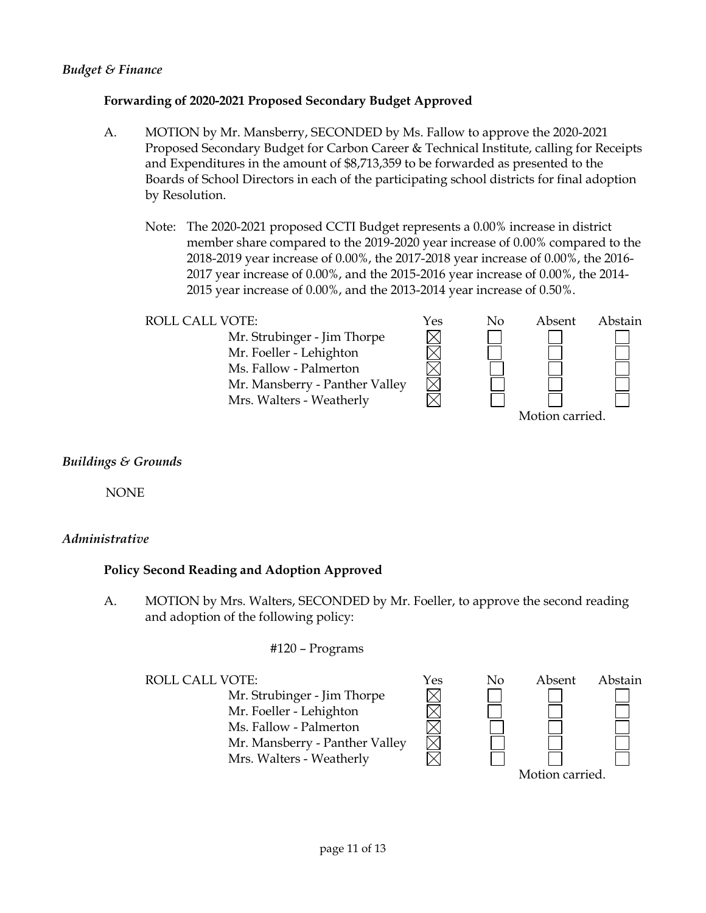*Budget & Finance*

**Forwarding of 2020-2021 Proposed Secondary Budget Approved**

A. MOTION by Mr. Mansberry, SECONDED by Ms. Fallow to approve the 2020-2021 Proposed Secondary Budget for Carbon Career & Technical Institute, calling for Receipts and Expenditures in the amount of $8,713,359 to be forwarded as presented to the Boards of School Directors in each of the participating school districts for final adoption by Resolution.

Note: The 2020-2021 proposed CCTI Budget represents a 0.00% increase in district member share compared to the 2019-2020 year increase of 0.00% compared to the 2018-2019 year increase of 0.00%, the 2017-2018 year increase of 0.00%, the 2016-2017 year increase of 0.00%, and the 2015-2016 year increase of 0.00%, the 2014-2015 year increase of 0.00%, and the 2013-2014 year increase of 0.50%.

| ROLL CALL VOTE: | Yes | No | Absent | Abstain |
|---|---|---|---|---|
| Mr. Strubinger - Jim Thorpe | ☒ | ☐ | ☐ | ☐ |
| Mr. Foeller - Lehighton | ☒ | ☐ | ☐ | ☐ |
| Ms. Fallow - Palmerton | ☒ | ☐ | ☐ | ☐ |
| Mr. Mansberry - Panther Valley | ☒ | ☐ | ☐ | ☐ |
| Mrs. Walters - Weatherly | ☒ | ☐ | ☐ | ☐ |

Motion carried.

*Buildings & Grounds*

NONE

*Administrative*

**Policy Second Reading and Adoption Approved**

A. MOTION by Mrs. Walters, SECONDED by Mr. Foeller, to approve the second reading and adoption of the following policy:

#120 – Programs

| ROLL CALL VOTE: | Yes | No | Absent | Abstain |
|---|---|---|---|---|
| Mr. Strubinger - Jim Thorpe | ☒ | ☐ | ☐ | ☐ |
| Mr. Foeller - Lehighton | ☒ | ☐ | ☐ | ☐ |
| Ms. Fallow - Palmerton | ☒ | ☐ | ☐ | ☐ |
| Mr. Mansberry - Panther Valley | ☒ | ☐ | ☐ | ☐ |
| Mrs. Walters - Weatherly | ☒ | ☐ | ☐ | ☐ |

Motion carried.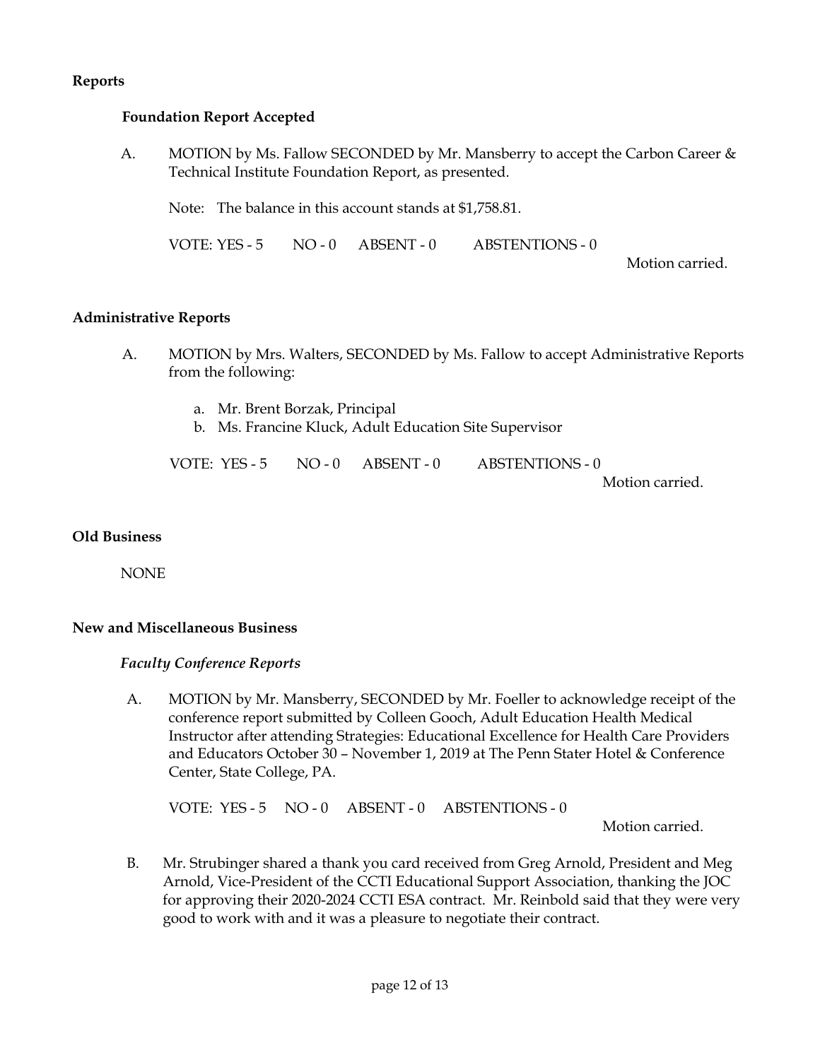## Reports

### Foundation Report Accepted

A. MOTION by Ms. Fallow SECONDED by Mr. Mansberry to accept the Carbon Career & Technical Institute Foundation Report, as presented.

Note: The balance in this account stands at $1,758.81.

VOTE: YES - 5 NO - 0 ABSENT - 0 ABSTENTIONS - 0

Motion carried.

## Administrative Reports

A. MOTION by Mrs. Walters, SECONDED by Ms. Fallow to accept Administrative Reports from the following:

   a. Mr. Brent Borzak, Principal
   b. Ms. Francine Kluck, Adult Education Site Supervisor

VOTE: YES - 5 NO - 0 ABSENT - 0 ABSTENTIONS - 0

Motion carried.

## Old Business

NONE

## New and Miscellaneous Business

### *Faculty Conference Reports*

A. MOTION by Mr. Mansberry, SECONDED by Mr. Foeller to acknowledge receipt of the conference report submitted by Colleen Gooch, Adult Education Health Medical Instructor after attending Strategies: Educational Excellence for Health Care Providers and Educators October 30 – November 1, 2019 at The Penn Stater Hotel & Conference Center, State College, PA.

VOTE: YES - 5 NO - 0 ABSENT - 0 ABSTENTIONS - 0

Motion carried.

B. Mr. Strubinger shared a thank you card received from Greg Arnold, President and Meg Arnold, Vice-President of the CCTI Educational Support Association, thanking the JOC for approving their 2020-2024 CCTI ESA contract. Mr. Reinbold said that they were very good to work with and it was a pleasure to negotiate their contract.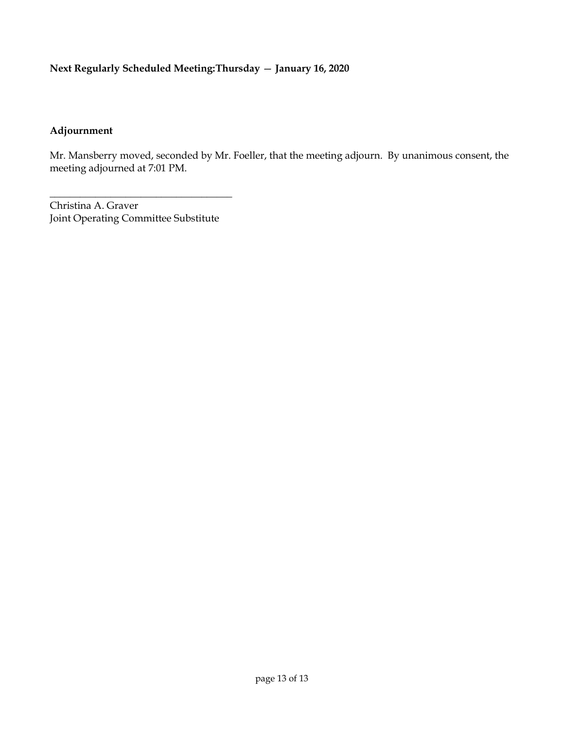**Next Regularly Scheduled Meeting:Thursday — January 16, 2020**

**Adjournment**

Mr. Mansberry moved, seconded by Mr. Foeller, that the meeting adjourn. By unanimous consent, the meeting adjourned at 7:01 PM.

\_\_\_\_\_\_\_\_\_\_\_\_\_\_\_\_\_\_\_\_\_\_\_\_\_\_\_\_\_\_\_\_\_\_\_\_\_\_

Christina A. Graver
Joint Operating Committee Substitute